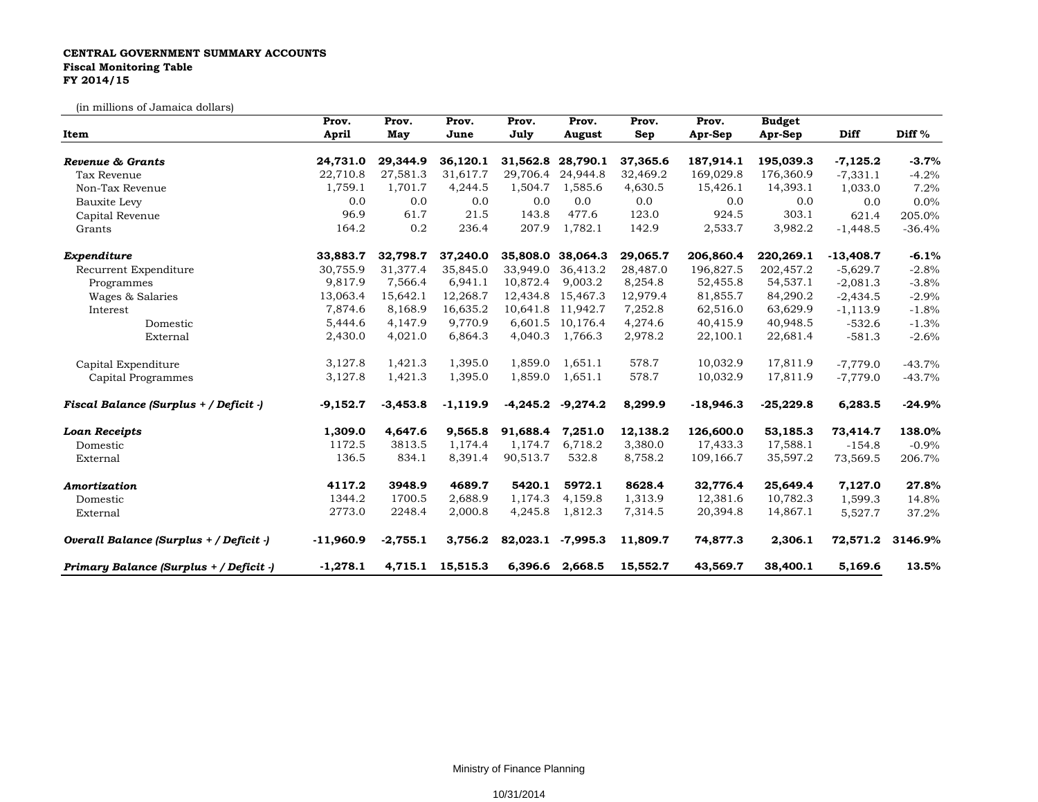**CENTRAL GOVERNMENT SUMMARY ACCOUNTS**
**Fiscal Monitoring Table**
**FY 2014/15**

(in millions of Jamaica dollars)

| Item | Prov. April | Prov. May | Prov. June | Prov. July | Prov. August | Prov. Sep | Prov. Apr-Sep | Budget Apr-Sep | Diff | Diff % |
|---|---|---|---|---|---|---|---|---|---|---|
| ***Revenue & Grants*** | **24,731.0** | **29,344.9** | **36,120.1** | **31,562.8** | **28,790.1** | **37,365.6** | **187,914.1** | **195,039.3** | **-7,125.2** | **-3.7%** |
| Tax Revenue | 22,710.8 | 27,581.3 | 31,617.7 | 29,706.4 | 24,944.8 | 32,469.2 | 169,029.8 | 176,360.9 | -7,331.1 | -4.2% |
| Non-Tax Revenue | 1,759.1 | 1,701.7 | 4,244.5 | 1,504.7 | 1,585.6 | 4,630.5 | 15,426.1 | 14,393.1 | 1,033.0 | 7.2% |
| Bauxite Levy | 0.0 | 0.0 | 0.0 | 0.0 | 0.0 | 0.0 | 0.0 | 0.0 | 0.0 | 0.0% |
| Capital Revenue | 96.9 | 61.7 | 21.5 | 143.8 | 477.6 | 123.0 | 924.5 | 303.1 | 621.4 | 205.0% |
| Grants | 164.2 | 0.2 | 236.4 | 207.9 | 1,782.1 | 142.9 | 2,533.7 | 3,982.2 | -1,448.5 | -36.4% |
| ***Expenditure*** | **33,883.7** | **32,798.7** | **37,240.0** | **35,808.0** | **38,064.3** | **29,065.7** | **206,860.4** | **220,269.1** | **-13,408.7** | **-6.1%** |
| Recurrent Expenditure | 30,755.9 | 31,377.4 | 35,845.0 | 33,949.0 | 36,413.2 | 28,487.0 | 196,827.5 | 202,457.2 | -5,629.7 | -2.8% |
| Programmes | 9,817.9 | 7,566.4 | 6,941.1 | 10,872.4 | 9,003.2 | 8,254.8 | 52,455.8 | 54,537.1 | -2,081.3 | -3.8% |
| Wages & Salaries | 13,063.4 | 15,642.1 | 12,268.7 | 12,434.8 | 15,467.3 | 12,979.4 | 81,855.7 | 84,290.2 | -2,434.5 | -2.9% |
| Interest | 7,874.6 | 8,168.9 | 16,635.2 | 10,641.8 | 11,942.7 | 7,252.8 | 62,516.0 | 63,629.9 | -1,113.9 | -1.8% |
| Domestic | 5,444.6 | 4,147.9 | 9,770.9 | 6,601.5 | 10,176.4 | 4,274.6 | 40,415.9 | 40,948.5 | -532.6 | -1.3% |
| External | 2,430.0 | 4,021.0 | 6,864.3 | 4,040.3 | 1,766.3 | 2,978.2 | 22,100.1 | 22,681.4 | -581.3 | -2.6% |
| Capital Expenditure | 3,127.8 | 1,421.3 | 1,395.0 | 1,859.0 | 1,651.1 | 578.7 | 10,032.9 | 17,811.9 | -7,779.0 | -43.7% |
| Capital Programmes | 3,127.8 | 1,421.3 | 1,395.0 | 1,859.0 | 1,651.1 | 578.7 | 10,032.9 | 17,811.9 | -7,779.0 | -43.7% |
| ***Fiscal Balance (Surplus + / Deficit -)*** | **-9,152.7** | **-3,453.8** | **-1,119.9** | **-4,245.2** | **-9,274.2** | **8,299.9** | **-18,946.3** | **-25,229.8** | **6,283.5** | **-24.9%** |
| ***Loan Receipts*** | **1,309.0** | **4,647.6** | **9,565.8** | **91,688.4** | **7,251.0** | **12,138.2** | **126,600.0** | **53,185.3** | **73,414.7** | **138.0%** |
| Domestic | 1172.5 | 3813.5 | 1,174.4 | 1,174.7 | 6,718.2 | 3,380.0 | 17,433.3 | 17,588.1 | -154.8 | -0.9% |
| External | 136.5 | 834.1 | 8,391.4 | 90,513.7 | 532.8 | 8,758.2 | 109,166.7 | 35,597.2 | 73,569.5 | 206.7% |
| ***Amortization*** | **4117.2** | **3948.9** | **4689.7** | **5420.1** | **5972.1** | **8628.4** | **32,776.4** | **25,649.4** | **7,127.0** | **27.8%** |
| Domestic | 1344.2 | 1700.5 | 2,688.9 | 1,174.3 | 4,159.8 | 1,313.9 | 12,381.6 | 10,782.3 | 1,599.3 | 14.8% |
| External | 2773.0 | 2248.4 | 2,000.8 | 4,245.8 | 1,812.3 | 7,314.5 | 20,394.8 | 14,867.1 | 5,527.7 | 37.2% |
| ***Overall Balance (Surplus + / Deficit -)*** | **-11,960.9** | **-2,755.1** | **3,756.2** | **82,023.1** | **-7,995.3** | **11,809.7** | **74,877.3** | **2,306.1** | **72,571.2** | **3146.9%** |
| ***Primary Balance (Surplus + / Deficit -)*** | **-1,278.1** | **4,715.1** | **15,515.3** | **6,396.6** | **2,668.5** | **15,552.7** | **43,569.7** | **38,400.1** | **5,169.6** | **13.5%** |

Ministry of Finance Planning

10/31/2014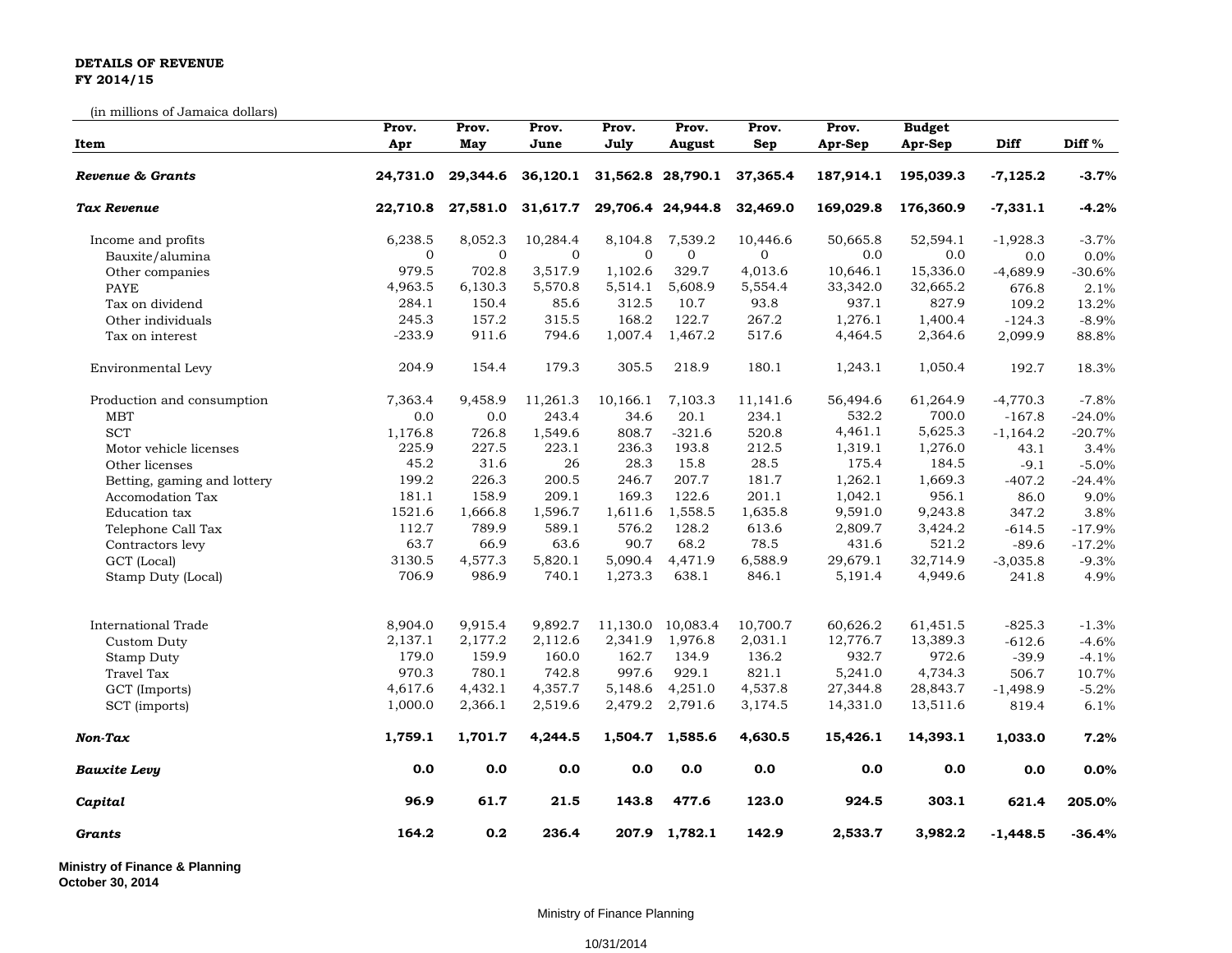**DETAILS OF REVENUE**
**FY 2014/15**

(in millions of Jamaica dollars)

| Item | Prov. Apr | Prov. May | Prov. June | Prov. July | Prov. August | Prov. Sep | Prov. Apr-Sep | Budget Apr-Sep | Diff | Diff % |
|---|---|---|---|---|---|---|---|---|---|---|
| ***Revenue & Grants*** | **24,731.0** | **29,344.6** | **36,120.1** | **31,562.8** | **28,790.1** | **37,365.4** | **187,914.1** | **195,039.3** | **-7,125.2** | **-3.7%** |
| ***Tax Revenue*** | **22,710.8** | **27,581.0** | **31,617.7** | **29,706.4** | **24,944.8** | **32,469.0** | **169,029.8** | **176,360.9** | **-7,331.1** | **-4.2%** |
| Income and profits | 6,238.5 | 8,052.3 | 10,284.4 | 8,104.8 | 7,539.2 | 10,446.6 | 50,665.8 | 52,594.1 | -1,928.3 | -3.7% |
| Bauxite/alumina | 0 | 0 | 0 | 0 | 0 | 0 | 0.0 | 0.0 | 0.0 | 0.0% |
| Other companies | 979.5 | 702.8 | 3,517.9 | 1,102.6 | 329.7 | 4,013.6 | 10,646.1 | 15,336.0 | -4,689.9 | -30.6% |
| PAYE | 4,963.5 | 6,130.3 | 5,570.8 | 5,514.1 | 5,608.9 | 5,554.4 | 33,342.0 | 32,665.2 | 676.8 | 2.1% |
| Tax on dividend | 284.1 | 150.4 | 85.6 | 312.5 | 10.7 | 93.8 | 937.1 | 827.9 | 109.2 | 13.2% |
| Other individuals | 245.3 | 157.2 | 315.5 | 168.2 | 122.7 | 267.2 | 1,276.1 | 1,400.4 | -124.3 | -8.9% |
| Tax on interest | -233.9 | 911.6 | 794.6 | 1,007.4 | 1,467.2 | 517.6 | 4,464.5 | 2,364.6 | 2,099.9 | 88.8% |
| Environmental Levy | 204.9 | 154.4 | 179.3 | 305.5 | 218.9 | 180.1 | 1,243.1 | 1,050.4 | 192.7 | 18.3% |
| Production and consumption | 7,363.4 | 9,458.9 | 11,261.3 | 10,166.1 | 7,103.3 | 11,141.6 | 56,494.6 | 61,264.9 | -4,770.3 | -7.8% |
| MBT | 0.0 | 0.0 | 243.4 | 34.6 | 20.1 | 234.1 | 532.2 | 700.0 | -167.8 | -24.0% |
| SCT | 1,176.8 | 726.8 | 1,549.6 | 808.7 | -321.6 | 520.8 | 4,461.1 | 5,625.3 | -1,164.2 | -20.7% |
| Motor vehicle licenses | 225.9 | 227.5 | 223.1 | 236.3 | 193.8 | 212.5 | 1,319.1 | 1,276.0 | 43.1 | 3.4% |
| Other licenses | 45.2 | 31.6 | 26 | 28.3 | 15.8 | 28.5 | 175.4 | 184.5 | -9.1 | -5.0% |
| Betting, gaming and lottery | 199.2 | 226.3 | 200.5 | 246.7 | 207.7 | 181.7 | 1,262.1 | 1,669.3 | -407.2 | -24.4% |
| Accomodation Tax | 181.1 | 158.9 | 209.1 | 169.3 | 122.6 | 201.1 | 1,042.1 | 956.1 | 86.0 | 9.0% |
| Education tax | 1521.6 | 1,666.8 | 1,596.7 | 1,611.6 | 1,558.5 | 1,635.8 | 9,591.0 | 9,243.8 | 347.2 | 3.8% |
| Telephone Call Tax | 112.7 | 789.9 | 589.1 | 576.2 | 128.2 | 613.6 | 2,809.7 | 3,424.2 | -614.5 | -17.9% |
| Contractors levy | 63.7 | 66.9 | 63.6 | 90.7 | 68.2 | 78.5 | 431.6 | 521.2 | -89.6 | -17.2% |
| GCT (Local) | 3130.5 | 4,577.3 | 5,820.1 | 5,090.4 | 4,471.9 | 6,588.9 | 29,679.1 | 32,714.9 | -3,035.8 | -9.3% |
| Stamp Duty (Local) | 706.9 | 986.9 | 740.1 | 1,273.3 | 638.1 | 846.1 | 5,191.4 | 4,949.6 | 241.8 | 4.9% |
| International Trade | 8,904.0 | 9,915.4 | 9,892.7 | 11,130.0 | 10,083.4 | 10,700.7 | 60,626.2 | 61,451.5 | -825.3 | -1.3% |
| Custom Duty | 2,137.1 | 2,177.2 | 2,112.6 | 2,341.9 | 1,976.8 | 2,031.1 | 12,776.7 | 13,389.3 | -612.6 | -4.6% |
| Stamp Duty | 179.0 | 159.9 | 160.0 | 162.7 | 134.9 | 136.2 | 932.7 | 972.6 | -39.9 | -4.1% |
| Travel Tax | 970.3 | 780.1 | 742.8 | 997.6 | 929.1 | 821.1 | 5,241.0 | 4,734.3 | 506.7 | 10.7% |
| GCT (Imports) | 4,617.6 | 4,432.1 | 4,357.7 | 5,148.6 | 4,251.0 | 4,537.8 | 27,344.8 | 28,843.7 | -1,498.9 | -5.2% |
| SCT (imports) | 1,000.0 | 2,366.1 | 2,519.6 | 2,479.2 | 2,791.6 | 3,174.5 | 14,331.0 | 13,511.6 | 819.4 | 6.1% |
| ***Non-Tax*** | **1,759.1** | **1,701.7** | **4,244.5** | **1,504.7** | **1,585.6** | **4,630.5** | **15,426.1** | **14,393.1** | **1,033.0** | **7.2%** |
| ***Bauxite Levy*** | **0.0** | **0.0** | **0.0** | **0.0** | **0.0** | **0.0** | **0.0** | **0.0** | **0.0** | **0.0%** |
| ***Capital*** | **96.9** | **61.7** | **21.5** | **143.8** | **477.6** | **123.0** | **924.5** | **303.1** | **621.4** | **205.0%** |
| ***Grants*** | **164.2** | **0.2** | **236.4** | **207.9** | **1,782.1** | **142.9** | **2,533.7** | **3,982.2** | **-1,448.5** | **-36.4%** |

**Ministry of Finance & Planning**
**October 30, 2014**

Ministry of Finance Planning

10/31/2014